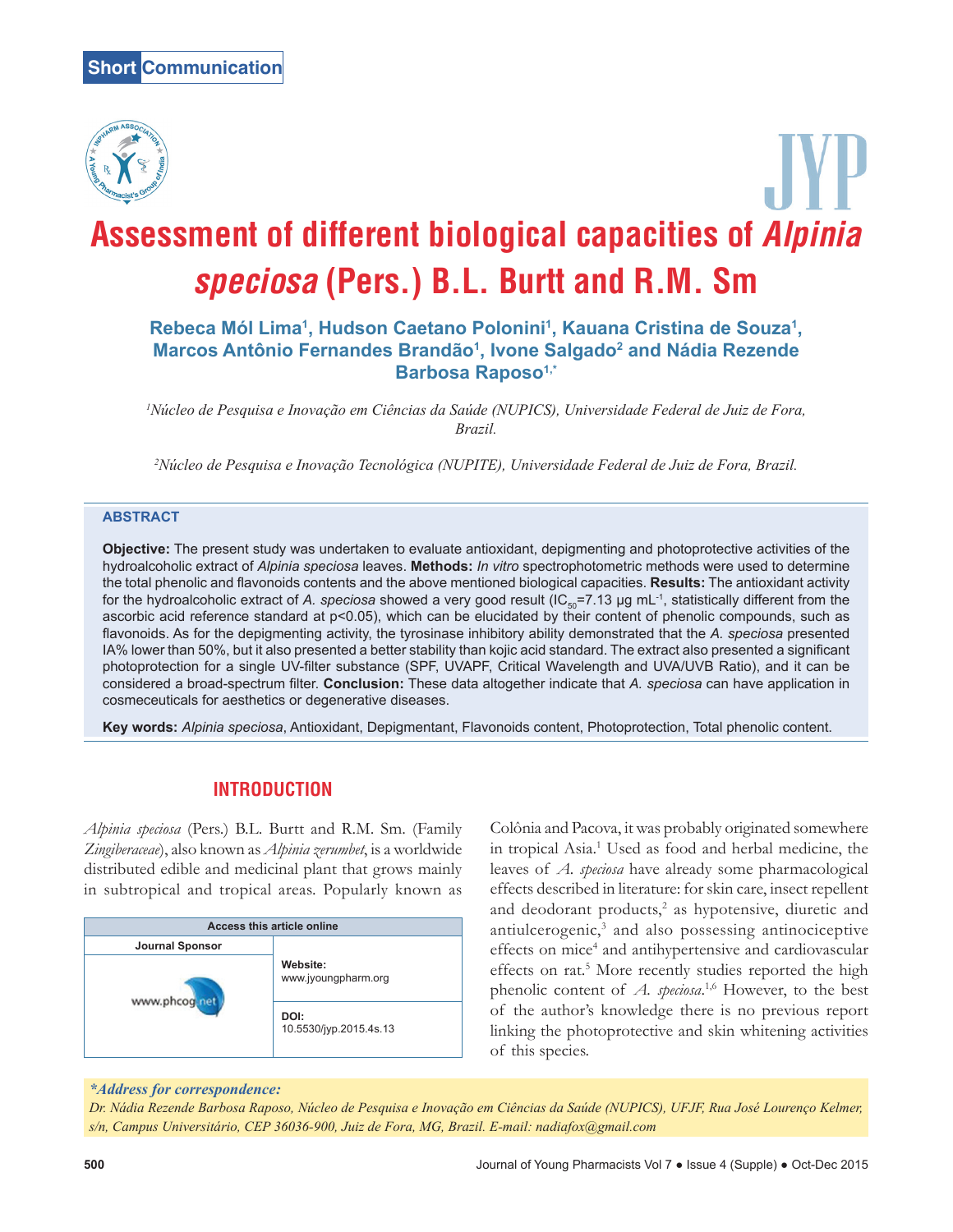Short Communication

# Assessment of different biological capacities of *Alpinia speciosa* (Pers.) B.L. Burtt and R.M. Sm

**Rebeca Mól Lima[1], Hudson Caetano Polonini[1], Kauana Cristina de Souza[1], Marcos Antônio Fernandes Brandão[1], Ivone Salgado[2] and Nádia Rezende Barbosa Raposo[1,*]**

[1]*Núcleo de Pesquisa e Inovação em Ciências da Saúde (NUPICS), Universidade Federal de Juiz de Fora, Brazil.*

[2]*Núcleo de Pesquisa e Inovação Tecnológica (NUPITE), Universidade Federal de Juiz de Fora, Brazil.*

## ABSTRACT

**Objective:** The present study was undertaken to evaluate antioxidant, depigmenting and photoprotective activities of the hydroalcoholic extract of *Alpinia speciosa* leaves. **Methods:** *In vitro* spectrophotometric methods were used to determine the total phenolic and flavonoids contents and the above mentioned biological capacities. **Results:** The antioxidant activity for the hydroalcoholic extract of *A. speciosa* showed a very good result ($IC_{50}$=7.13 µg $mL^{-1}$, statistically different from the ascorbic acid reference standard at $p<0.05$), which can be elucidated by their content of phenolic compounds, such as flavonoids. As for the depigmenting activity, the tyrosinase inhibitory ability demonstrated that the *A. speciosa* presented IA% lower than 50%, but it also presented a better stability than kojic acid standard. The extract also presented a significant photoprotection for a single UV-filter substance (SPF, UVAPF, Critical Wavelength and UVA/UVB Ratio), and it can be considered a broad-spectrum filter. **Conclusion:** These data altogether indicate that *A. speciosa* can have application in cosmeceuticals for aesthetics or degenerative diseases.

**Key words:** *Alpinia speciosa*, Antioxidant, Depigmentant, Flavonoids content, Photoprotection, Total phenolic content.

## INTRODUCTION

*Alpinia speciosa* (Pers.) B.L. Burtt and R.M. Sm. (Family *Zingiberaceae*), also known as *Alpinia zerumbet*, is a worldwide distributed edible and medicinal plant that grows mainly in subtropical and tropical areas. Popularly known as Colônia and Pacova, it was probably originated somewhere in tropical Asia.[1] Used as food and herbal medicine, the leaves of *A. speciosa* have already some pharmacological effects described in literature: for skin care, insect repellent and deodorant products,[2] as hypotensive, diuretic and antiulcerogenic,[3] and also possessing antinociceptive effects on mice[4] and antihypertensive and cardiovascular effects on rat.[5] More recently studies reported the high phenolic content of *A. speciosa*.[1,6] However, to the best of the author's knowledge there is no previous report linking the photoprotective and skin whitening activities of this species.

| Access this article online | |
|---|---|
| Journal Sponsor | Website: www.jyoungpharm.org |
| www.phcog.net | DOI: 10.5530/jyp.2015.4s.13 |

**\*Address for correspondence:**
*Dr. Nádia Rezende Barbosa Raposo, Núcleo de Pesquisa e Inovação em Ciências da Saúde (NUPICS), UFJF, Rua José Lourenço Kelmer, s/n, Campus Universitário, CEP 36036-900, Juiz de Fora, MG, Brazil. E-mail: nadiafox@gmail.com*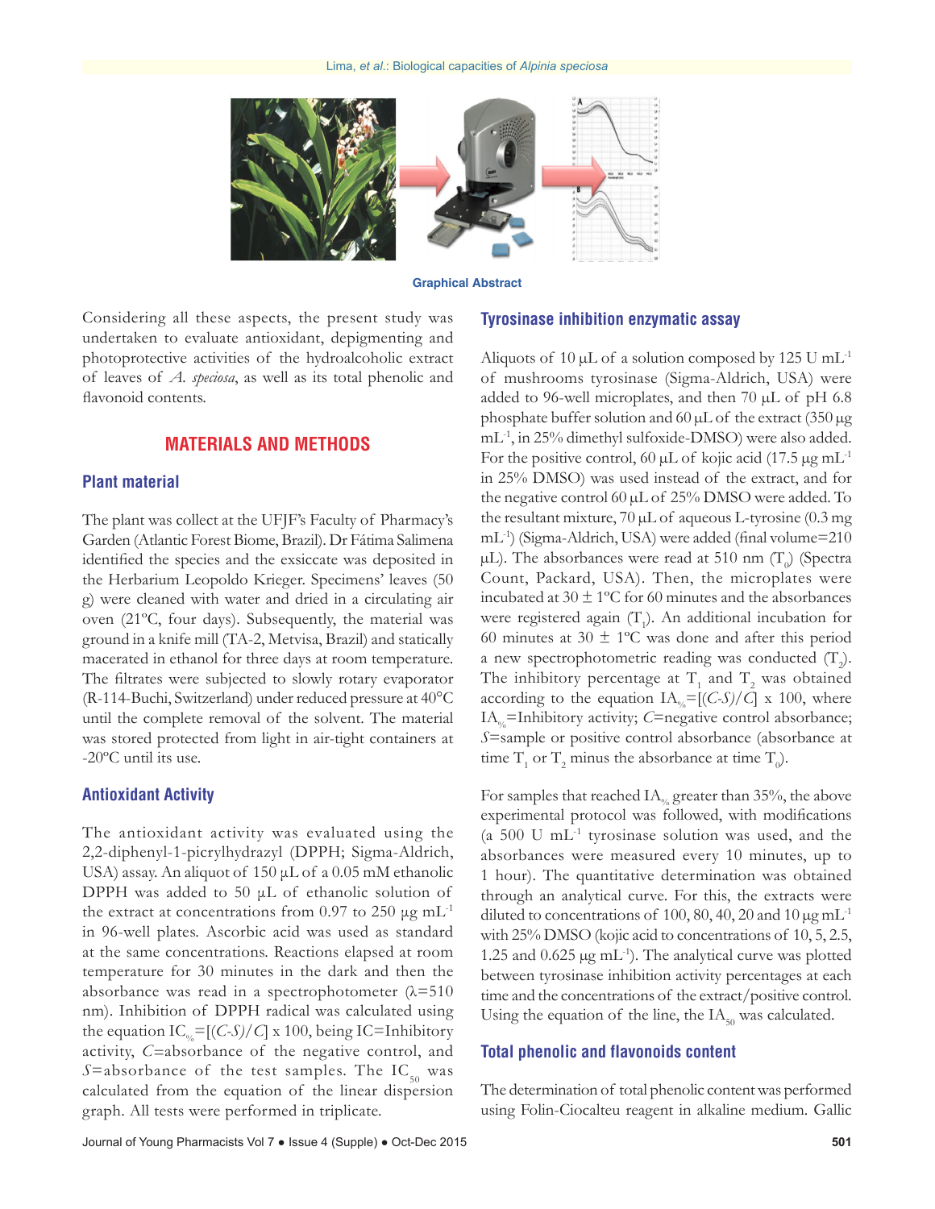Graphical Abstract

Considering all these aspects, the present study was undertaken to evaluate antioxidant, depigmenting and photoprotective activities of the hydroalcoholic extract of leaves of *A. speciosa*, as well as its total phenolic and flavonoid contents.

## MATERIALS AND METHODS

### Plant material

The plant was collect at the UFJF's Faculty of Pharmacy's Garden (Atlantic Forest Biome, Brazil). Dr Fátima Salimena identified the species and the exsiccate was deposited in the Herbarium Leopoldo Krieger. Specimens' leaves (50 g) were cleaned with water and dried in a circulating air oven (21ºC, four days). Subsequently, the material was ground in a knife mill (TA-2, Metvisa, Brazil) and statically macerated in ethanol for three days at room temperature. The filtrates were subjected to slowly rotary evaporator (R-114-Buchi, Switzerland) under reduced pressure at 40°C until the complete removal of the solvent. The material was stored protected from light in air-tight containers at -20ºC until its use.

### Antioxidant Activity

The antioxidant activity was evaluated using the 2,2-diphenyl-1-picrylhydrazyl (DPPH; Sigma-Aldrich, USA) assay. An aliquot of 150 μL of a 0.05 mM ethanolic DPPH was added to 50 μL of ethanolic solution of the extract at concentrations from 0.97 to 250 μg mL$^{-1}$ in 96-well plates. Ascorbic acid was used as standard at the same concentrations. Reactions elapsed at room temperature for 30 minutes in the dark and then the absorbance was read in a spectrophotometer (λ=510 nm). Inhibition of DPPH radical was calculated using the equation $IC_{\%}=[(C-S)/C] \times 100$, being IC=Inhibitory activity, $C$=absorbance of the negative control, and $S$=absorbance of the test samples. The $IC_{50}$ was calculated from the equation of the linear dispersion graph. All tests were performed in triplicate.

### Tyrosinase inhibition enzymatic assay

Aliquots of 10 μL of a solution composed by 125 U mL$^{-1}$ of mushrooms tyrosinase (Sigma-Aldrich, USA) were added to 96-well microplates, and then 70 μL of pH 6.8 phosphate buffer solution and 60 μL of the extract (350 μg mL$^{-1}$, in 25% dimethyl sulfoxide-DMSO) were also added. For the positive control, 60 μL of kojic acid (17.5 μg mL$^{-1}$ in 25% DMSO) was used instead of the extract, and for the negative control 60 μL of 25% DMSO were added. To the resultant mixture, 70 μL of aqueous L-tyrosine (0.3 mg mL$^{-1}$) (Sigma-Aldrich, USA) were added (final volume=210 μL). The absorbances were read at 510 nm ($T_0$) (Spectra Count, Packard, USA). Then, the microplates were incubated at 30 ± 1ºC for 60 minutes and the absorbances were registered again ($T_1$). An additional incubation for 60 minutes at 30 ± 1ºC was done and after this period a new spectrophotometric reading was conducted ($T_2$). The inhibitory percentage at $T_1$ and $T_2$ was obtained according to the equation $IA_{\%}=[(C-S)/C] \times 100$, where $IA_{\%}$=Inhibitory activity; $C$=negative control absorbance; $S$=sample or positive control absorbance (absorbance at time $T_1$ or $T_2$ minus the absorbance at time $T_0$).

For samples that reached $IA_{\%}$ greater than 35%, the above experimental protocol was followed, with modifications (a 500 U mL$^{-1}$ tyrosinase solution was used, and the absorbances were measured every 10 minutes, up to 1 hour). The quantitative determination was obtained through an analytical curve. For this, the extracts were diluted to concentrations of 100, 80, 40, 20 and 10 μg mL$^{-1}$ with 25% DMSO (kojic acid to concentrations of 10, 5, 2.5, 1.25 and 0.625 μg mL$^{-1}$). The analytical curve was plotted between tyrosinase inhibition activity percentages at each time and the concentrations of the extract/positive control. Using the equation of the line, the $IA_{50}$ was calculated.

### Total phenolic and flavonoids content

The determination of total phenolic content was performed using Folin-Ciocalteu reagent in alkaline medium. Gallic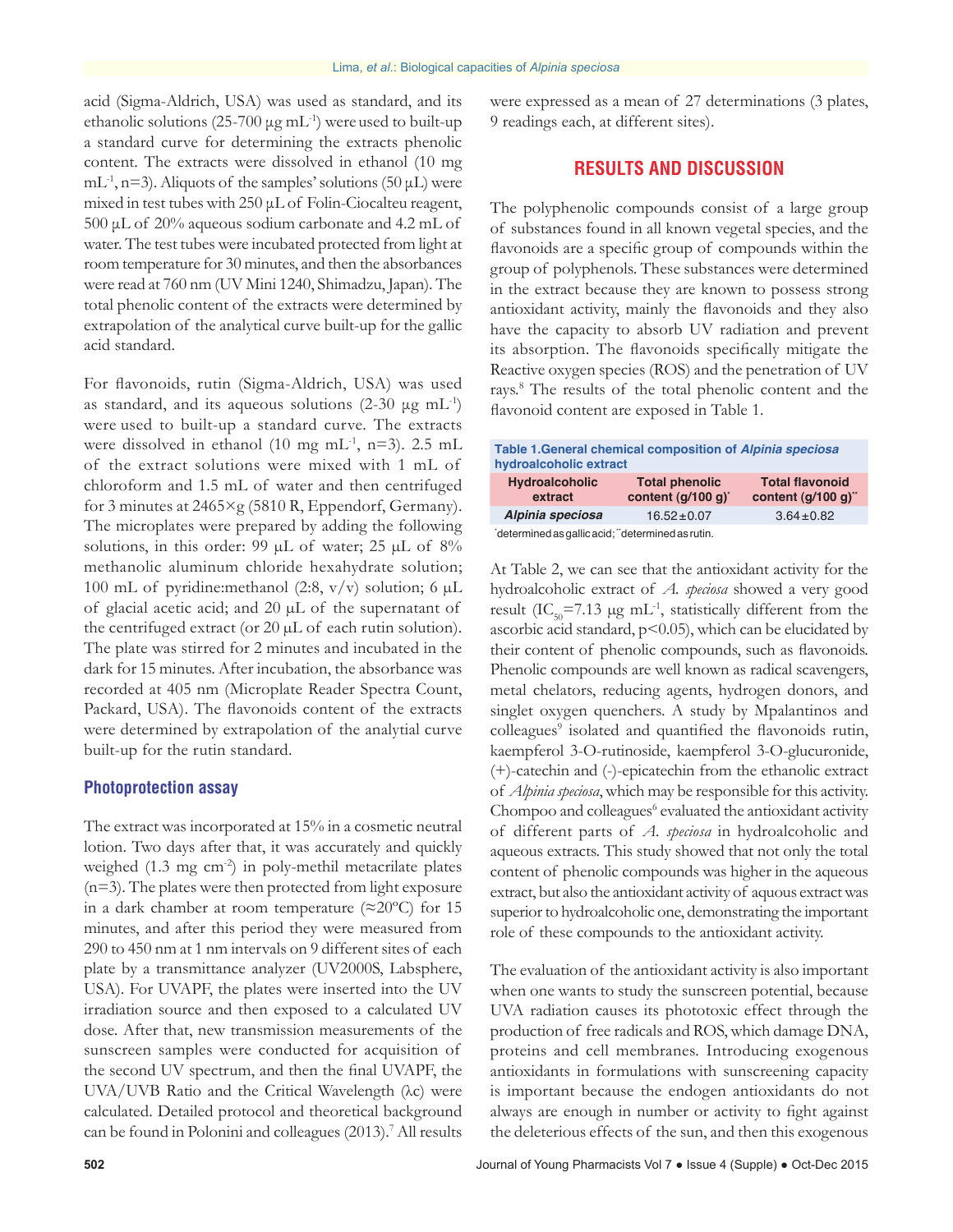acid (Sigma-Aldrich, USA) was used as standard, and its ethanolic solutions (25-700 µg mL$^{-1}$) were used to built-up a standard curve for determining the extracts phenolic content. The extracts were dissolved in ethanol (10 mg mL$^{-1}$, n=3). Aliquots of the samples' solutions (50 µL) were mixed in test tubes with 250 µL of Folin-Ciocalteu reagent, 500 µL of 20% aqueous sodium carbonate and 4.2 mL of water. The test tubes were incubated protected from light at room temperature for 30 minutes, and then the absorbances were read at 760 nm (UV Mini 1240, Shimadzu, Japan). The total phenolic content of the extracts were determined by extrapolation of the analytical curve built-up for the gallic acid standard.

For flavonoids, rutin (Sigma-Aldrich, USA) was used as standard, and its aqueous solutions (2-30 µg mL$^{-1}$) were used to built-up a standard curve. The extracts were dissolved in ethanol (10 mg mL$^{-1}$, n=3). 2.5 mL of the extract solutions were mixed with 1 mL of chloroform and 1.5 mL of water and then centrifuged for 3 minutes at 2465×g (5810 R, Eppendorf, Germany). The microplates were prepared by adding the following solutions, in this order: 99 µL of water; 25 µL of 8% methanolic aluminum chloride hexahydrate solution; 100 mL of pyridine:methanol (2:8, v/v) solution; 6 µL of glacial acetic acid; and 20 µL of the supernatant of the centrifuged extract (or 20 µL of each rutin solution). The plate was stirred for 2 minutes and incubated in the dark for 15 minutes. After incubation, the absorbance was recorded at 405 nm (Microplate Reader Spectra Count, Packard, USA). The flavonoids content of the extracts were determined by extrapolation of the analytial curve built-up for the rutin standard.

### Photoprotection assay

The extract was incorporated at 15% in a cosmetic neutral lotion. Two days after that, it was accurately and quickly weighed (1.3 mg cm$^{-2}$) in poly-methil metacrilate plates (n=3). The plates were then protected from light exposure in a dark chamber at room temperature (≈20ºC) for 15 minutes, and after this period they were measured from 290 to 450 nm at 1 nm intervals on 9 different sites of each plate by a transmittance analyzer (UV2000S, Labsphere, USA). For UVAPF, the plates were inserted into the UV irradiation source and then exposed to a calculated UV dose. After that, new transmission measurements of the sunscreen samples were conducted for acquisition of the second UV spectrum, and then the final UVAPF, the UVA/UVB Ratio and the Critical Wavelength (λc) were calculated. Detailed protocol and theoretical background can be found in Polonini and colleagues (2013).[7] All results were expressed as a mean of 27 determinations (3 plates, 9 readings each, at different sites).

## RESULTS AND DISCUSSION

The polyphenolic compounds consist of a large group of substances found in all known vegetal species, and the flavonoids are a specific group of compounds within the group of polyphenols. These substances were determined in the extract because they are known to possess strong antioxidant activity, mainly the flavonoids and they also have the capacity to absorb UV radiation and prevent its absorption. The flavonoids specifically mitigate the Reactive oxygen species (ROS) and the penetration of UV rays.[8] The results of the total phenolic content and the flavonoid content are exposed in Table 1.

**Table 1.General chemical composition of *Alpinia speciosa* hydroalcoholic extract**

| Hydroalcoholic extract | Total phenolic content (g/100 g)* | Total flavonoid content (g/100 g)** |
|---|---|---|
| ***Alpinia speciosa*** | 16.52±0.07 | 3.64±0.82 |

*determined as gallic acid; **determined as rutin.

At Table 2, we can see that the antioxidant activity for the hydroalcoholic extract of *A. speciosa* showed a very good result ($IC_{50}$=7.13 µg mL$^{-1}$, statistically different from the ascorbic acid standard, $p<0.05$), which can be elucidated by their content of phenolic compounds, such as flavonoids. Phenolic compounds are well known as radical scavengers, metal chelators, reducing agents, hydrogen donors, and singlet oxygen quenchers. A study by Mpalantinos and colleagues[9] isolated and quantified the flavonoids rutin, kaempferol 3-O-rutinoside, kaempferol 3-O-glucuronide, (+)-catechin and (-)-epicatechin from the ethanolic extract of *Alpinia speciosa*, which may be responsible for this activity. Chompoo and colleagues[6] evaluated the antioxidant activity of different parts of *A. speciosa* in hydroalcoholic and aqueous extracts. This study showed that not only the total content of phenolic compounds was higher in the aqueous extract, but also the antioxidant activity of aquous extract was superior to hydroalcoholic one, demonstrating the important role of these compounds to the antioxidant activity.

The evaluation of the antioxidant activity is also important when one wants to study the sunscreen potential, because UVA radiation causes its phototoxic effect through the production of free radicals and ROS, which damage DNA, proteins and cell membranes. Introducing exogenous antioxidants in formulations with sunscreening capacity is important because the endogen antioxidants do not always are enough in number or activity to fight against the deleterious effects of the sun, and then this exogenous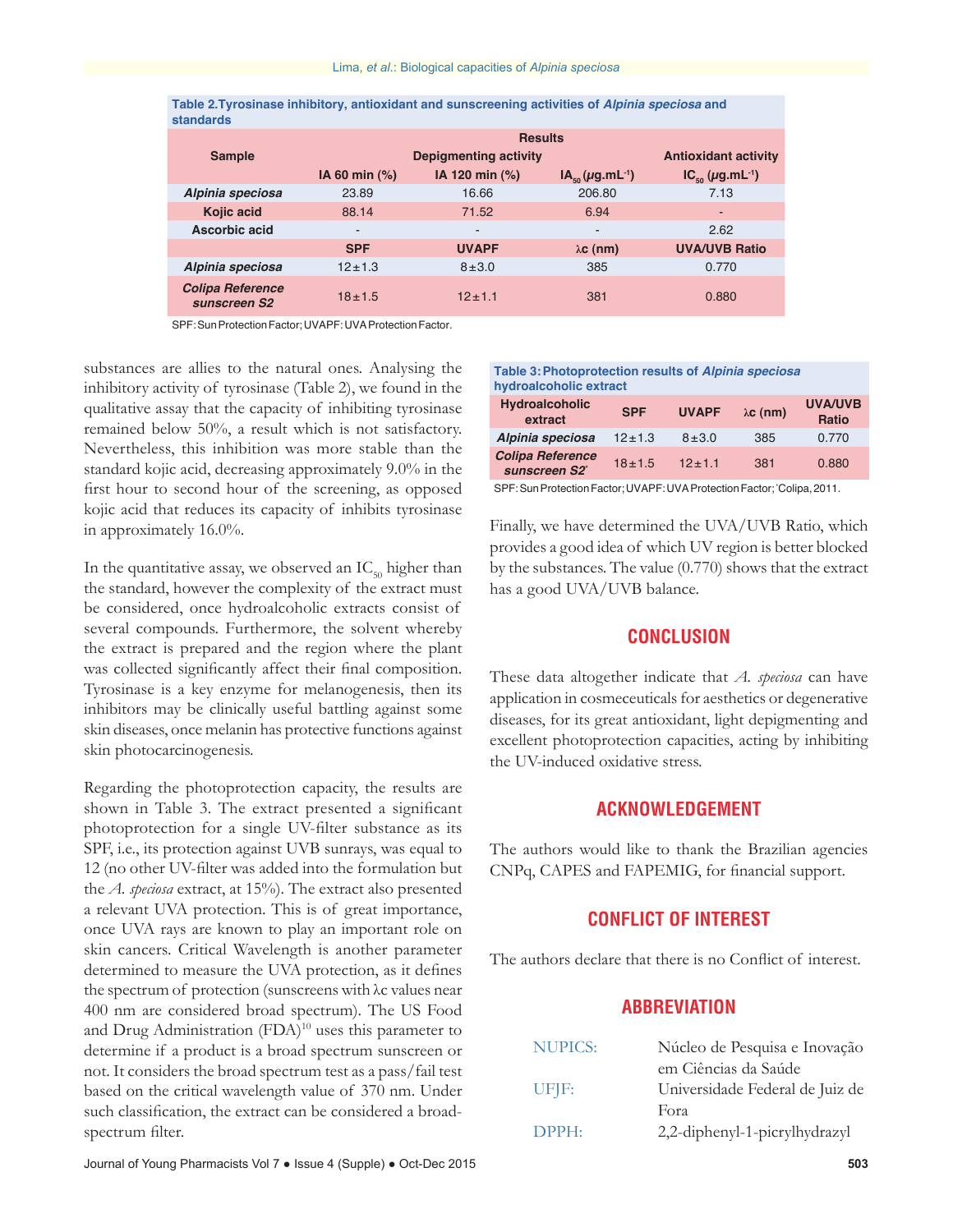**Table 2. Tyrosinase inhibitory, antioxidant and sunscreening activities of *Alpinia speciosa* and standards**

| Sample | Results | | | |
|---|---|---|---|---|
| | Depigmenting activity | | | Antioxidant activity |
| | IA 60 min (%) | IA 120 min (%) | $IA_{50}$ (μg.mL$^{-1}$) | $IC_{50}$ (μg.mL$^{-1}$) |
| ***Alpinia speciosa*** | 23.89 | 16.66 | 206.80 | 7.13 |
| **Kojic acid** | 88.14 | 71.52 | 6.94 | - |
| **Ascorbic acid** | - | - | - | 2.62 |
| | **SPF** | **UVAPF** | **λc (nm)** | **UVA/UVB Ratio** |
| ***Alpinia speciosa*** | 12±1.3 | 8±3.0 | 385 | 0.770 |
| ***Colipa Reference sunscreen S2*** | 18±1.5 | 12±1.1 | 381 | 0.880 |

SPF: Sun Protection Factor; UVAPF: UVA Protection Factor.

substances are allies to the natural ones. Analysing the inhibitory activity of tyrosinase (Table 2), we found in the qualitative assay that the capacity of inhibiting tyrosinase remained below 50%, a result which is not satisfactory. Nevertheless, this inhibition was more stable than the standard kojic acid, decreasing approximately 9.0% in the first hour to second hour of the screening, as opposed kojic acid that reduces its capacity of inhibits tyrosinase in approximately 16.0%.

In the quantitative assay, we observed an $IC_{50}$ higher than the standard, however the complexity of the extract must be considered, once hydroalcoholic extracts consist of several compounds. Furthermore, the solvent whereby the extract is prepared and the region where the plant was collected significantly affect their final composition. Tyrosinase is a key enzyme for melanogenesis, then its inhibitors may be clinically useful battling against some skin diseases, once melanin has protective functions against skin photocarcinogenesis.

Regarding the photoprotection capacity, the results are shown in Table 3. The extract presented a significant photoprotection for a single UV-filter substance as its SPF, i.e., its protection against UVB sunrays, was equal to 12 (no other UV-filter was added into the formulation but the *A. speciosa* extract, at 15%). The extract also presented a relevant UVA protection. This is of great importance, once UVA rays are known to play an important role on skin cancers. Critical Wavelength is another parameter determined to measure the UVA protection, as it defines the spectrum of protection (sunscreens with λc values near 400 nm are considered broad spectrum). The US Food and Drug Administration (FDA)[10] uses this parameter to determine if a product is a broad spectrum sunscreen or not. It considers the broad spectrum test as a pass/fail test based on the critical wavelength value of 370 nm. Under such classification, the extract can be considered a broad-spectrum filter.

**Table 3: Photoprotection results of *Alpinia speciosa* hydroalcoholic extract**

| Hydroalcoholic extract | SPF | UVAPF | λc (nm) | UVA/UVB Ratio |
|---|---|---|---|---|
| ***Alpinia speciosa*** | 12±1.3 | 8±3.0 | 385 | 0.770 |
| ***Colipa Reference sunscreen S2**** | 18±1.5 | 12±1.1 | 381 | 0.880 |

SPF: Sun Protection Factor; UVAPF: UVA Protection Factor; *Colipa, 2011.

Finally, we have determined the UVA/UVB Ratio, which provides a good idea of which UV region is better blocked by the substances. The value (0.770) shows that the extract has a good UVA/UVB balance.

## CONCLUSION

These data altogether indicate that *A. speciosa* can have application in cosmeceuticals for aesthetics or degenerative diseases, for its great antioxidant, light depigmenting and excellent photoprotection capacities, acting by inhibiting the UV-induced oxidative stress.

## ACKNOWLEDGEMENT

The authors would like to thank the Brazilian agencies CNPq, CAPES and FAPEMIG, for financial support.

## CONFLICT OF INTEREST

The authors declare that there is no Conflict of interest.

## ABBREVIATION

| | |
|---|---|
| NUPICS: | Núcleo de Pesquisa e Inovação em Ciências da Saúde |
| UFJF: | Universidade Federal de Juiz de Fora |
| DPPH: | 2,2-diphenyl-1-picrylhydrazyl |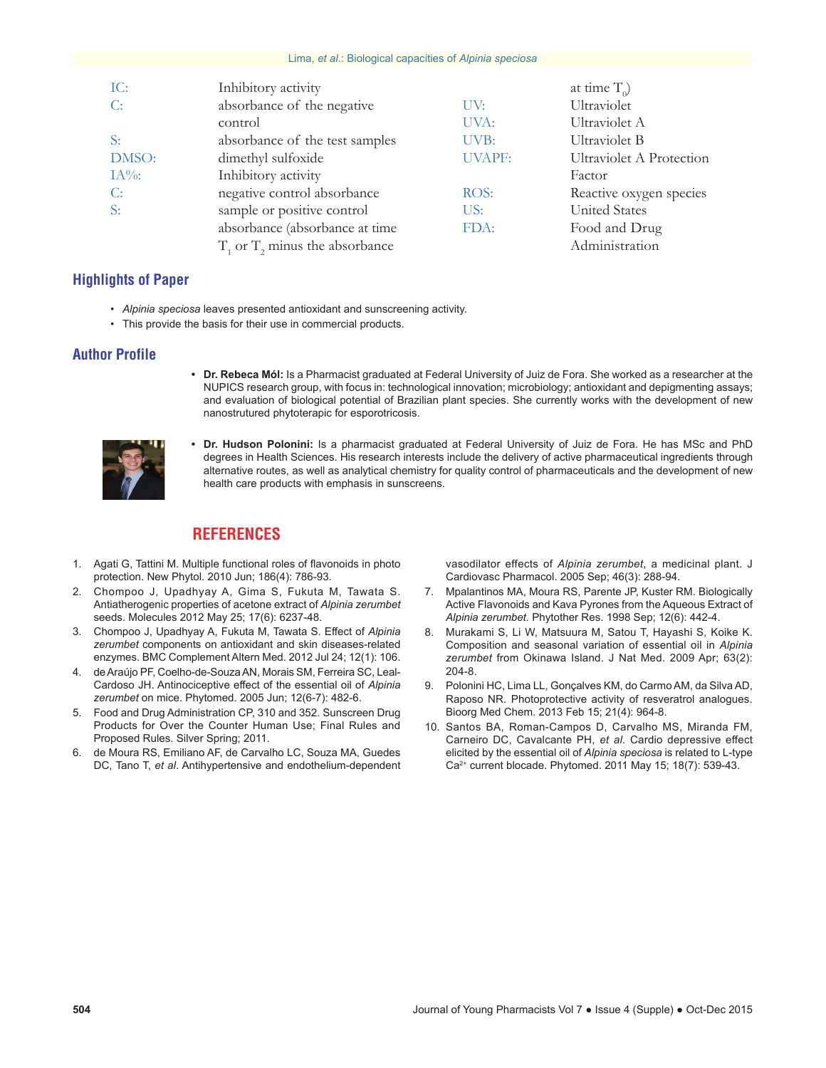IC: Inhibitory activity
C: absorbance of the negative control
S: absorbance of the test samples
DMSO: dimethyl sulfoxide
IA%: Inhibitory activity
C: negative control absorbance
S: sample or positive control absorbance (absorbance at time $T_1$ or $T_2$ minus the absorbance at time $T_0$)
UV: Ultraviolet
UVA: Ultraviolet A
UVB: Ultraviolet B
UVAPF: Ultraviolet A Protection Factor
ROS: Reactive oxygen species
US: United States
FDA: Food and Drug Administration

## Highlights of Paper

- *Alpinia speciosa* leaves presented antioxidant and sunscreening activity.
- This provide the basis for their use in commercial products.

## Author Profile

- **Dr. Rebeca Mól:** Is a Pharmacist graduated at Federal University of Juiz de Fora. She worked as a researcher at the NUPICS research group, with focus in: technological innovation; microbiology; antioxidant and depigmenting assays; and evaluation of biological potential of Brazilian plant species. She currently works with the development of new nanostrutured phytoterapic for esporotricosis.

- **Dr. Hudson Polonini:** Is a pharmacist graduated at Federal University of Juiz de Fora. He has MSc and PhD degrees in Health Sciences. His research interests include the delivery of active pharmaceutical ingredients through alternative routes, as well as analytical chemistry for quality control of pharmaceuticals and the development of new health care products with emphasis in sunscreens.

## REFERENCES

1. Agati G, Tattini M. Multiple functional roles of flavonoids in photo protection. New Phytol. 2010 Jun; 186(4): 786-93.
2. Chompoo J, Upadhyay A, Gima S, Fukuta M, Tawata S. Antiatherogenic properties of acetone extract of *Alpinia zerumbet* seeds. Molecules 2012 May 25; 17(6): 6237-48.
3. Chompoo J, Upadhyay A, Fukuta M, Tawata S. Effect of *Alpinia zerumbet* components on antioxidant and skin diseases-related enzymes. BMC Complement Altern Med. 2012 Jul 24; 12(1): 106.
4. de Araújo PF, Coelho-de-Souza AN, Morais SM, Ferreira SC, Leal-Cardoso JH. Antinociceptive effect of the essential oil of *Alpinia zerumbet* on mice. Phytomed. 2005 Jun; 12(6-7): 482-6.
5. Food and Drug Administration CP, 310 and 352. Sunscreen Drug Products for Over the Counter Human Use; Final Rules and Proposed Rules. Silver Spring; 2011.
6. de Moura RS, Emiliano AF, de Carvalho LC, Souza MA, Guedes DC, Tano T, *et al*. Antihypertensive and endothelium-dependent vasodilator effects of *Alpinia zerumbet*, a medicinal plant. J Cardiovasc Pharmacol. 2005 Sep; 46(3): 288-94.
7. Mpalantinos MA, Moura RS, Parente JP, Kuster RM. Biologically Active Flavonoids and Kava Pyrones from the Aqueous Extract of *Alpinia zerumbet.* Phytother Res. 1998 Sep; 12(6): 442-4.
8. Murakami S, Li W, Matsuura M, Satou T, Hayashi S, Koike K. Composition and seasonal variation of essential oil in *Alpinia zerumbet* from Okinawa Island. J Nat Med. 2009 Apr; 63(2): 204-8.
9. Polonini HC, Lima LL, Gonçalves KM, do Carmo AM, da Silva AD, Raposo NR. Photoprotective activity of resveratrol analogues. Bioorg Med Chem. 2013 Feb 15; 21(4): 964-8.
10. Santos BA, Roman-Campos D, Carvalho MS, Miranda FM, Carneiro DC, Cavalcante PH, *et al.* Cardio depressive effect elicited by the essential oil of *Alpinia speciosa* is related to L-type $Ca^{2+}$ current blocade. Phytomed. 2011 May 15; 18(7): 539-43.